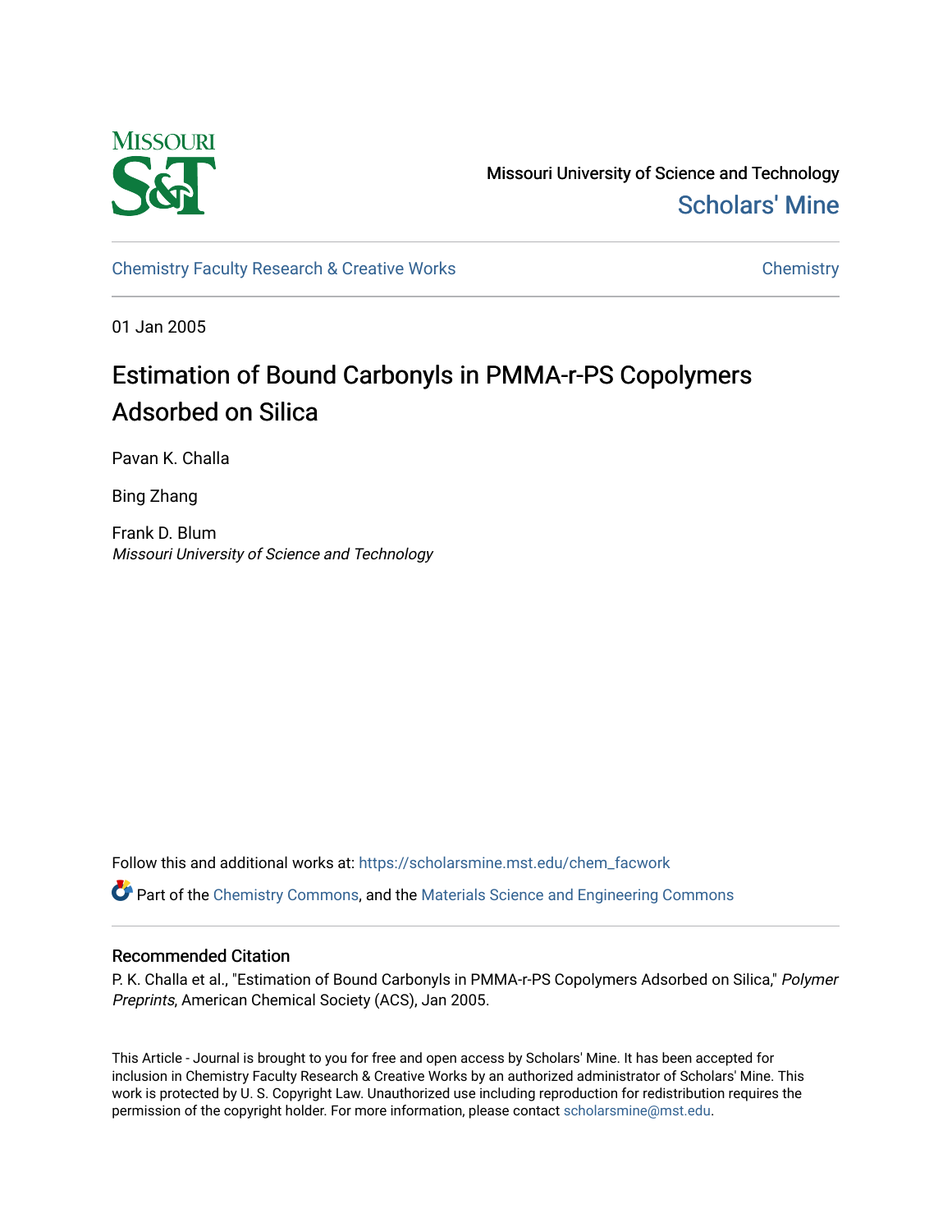Missouri University of Science and Technology

Scholars' Mine

Chemistry Faculty Research & Creative Works

Chemistry

01 Jan 2005

# Estimation of Bound Carbonyls in PMMA-r-PS Copolymers Adsorbed on Silica

Pavan K. Challa

Bing Zhang

Frank D. Blum
*Missouri University of Science and Technology*

Follow this and additional works at: https://scholarsmine.mst.edu/chem_facwork

Part of the Chemistry Commons, and the Materials Science and Engineering Commons

## Recommended Citation

P. K. Challa et al., "Estimation of Bound Carbonyls in PMMA-r-PS Copolymers Adsorbed on Silica," *Polymer Preprints*, American Chemical Society (ACS), Jan 2005.

This Article - Journal is brought to you for free and open access by Scholars' Mine. It has been accepted for inclusion in Chemistry Faculty Research & Creative Works by an authorized administrator of Scholars' Mine. This work is protected by U. S. Copyright Law. Unauthorized use including reproduction for redistribution requires the permission of the copyright holder. For more information, please contact scholarsmine@mst.edu.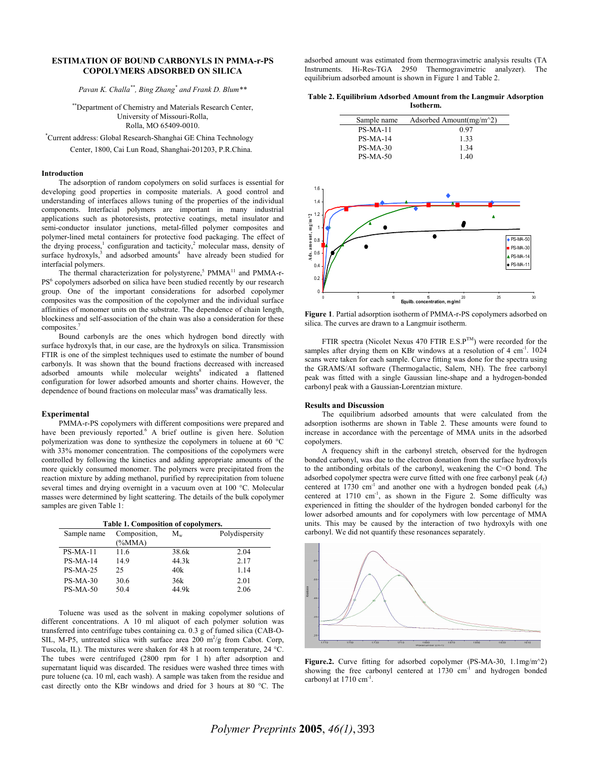## ESTIMATION OF BOUND CARBONYLS IN PMMA-r-PS COPOLYMERS ADSORBED ON SILICA

*Pavan K. Challa[\*\*], Bing Zhang[\*] and Frank D. Blum[\*\*]*

[\*\*]Department of Chemistry and Materials Research Center, University of Missouri-Rolla, Rolla, MO 65409-0010.

[\*]Current address: Global Research-Shanghai GE China Technology Center, 1800, Cai Lun Road, Shanghai-201203, P.R.China.

### Introduction

The adsorption of random copolymers on solid surfaces is essential for developing good properties in composite materials. A good control and understanding of interfaces allows tuning of the properties of the individual components. Interfacial polymers are important in many industrial applications such as photoresists, protective coatings, metal insulator and semi-conductor insulator junctions, metal-filled polymer composites and polymer-lined metal containers for protective food packaging. The effect of the drying process,[1] configuration and tacticity,[2] molecular mass, density of surface hydroxyls,[3] and adsorbed amounts[4] have already been studied for interfacial polymers.

The thermal characterization for polystyrene,[5] PMMA[11] and PMMA-r-PS[6] copolymers adsorbed on silica have been studied recently by our research group. One of the important considerations for adsorbed copolymer composites was the composition of the copolymer and the individual surface affinities of monomer units on the substrate. The dependence of chain length, blockiness and self-association of the chain was also a consideration for these composites.[7]

Bound carbonyls are the ones which hydrogen bond directly with surface hydroxyls that, in our case, are the hydroxyls on silica. Transmission FTIR is one of the simplest techniques used to estimate the number of bound carbonyls. It was shown that the bound fractions decreased with increased adsorbed amounts while molecular weights[8] indicated a flattened configuration for lower adsorbed amounts and shorter chains. However, the dependence of bound fractions on molecular mass[9] was dramatically less.

### Experimental

PMMA-r-PS copolymers with different compositions were prepared and have been previously reported.[6] A brief outline is given here. Solution polymerization was done to synthesize the copolymers in toluene at 60 °C with 33% monomer concentration. The compositions of the copolymers were controlled by following the kinetics and adding appropriate amounts of the more quickly consumed monomer. The polymers were precipitated from the reaction mixture by adding methanol, purified by reprecipitation from toluene several times and drying overnight in a vacuum oven at 100 °C. Molecular masses were determined by light scattering. The details of the bulk copolymer samples are given Table 1:

**Table 1. Composition of copolymers.**

| Sample name | Composition, (%MMA) | $M_w$ | Polydispersity |
|---|---|---|---|
| PS-MA-11 | 11.6 | 38.6k | 2.04 |
| PS-MA-14 | 14.9 | 44.3k | 2.17 |
| PS-MA-25 | 25 | 40k | 1.14 |
| PS-MA-30 | 30.6 | 36k | 2.01 |
| PS-MA-50 | 50.4 | 44.9k | 2.06 |

Toluene was used as the solvent in making copolymer solutions of different concentrations. A 10 ml aliquot of each polymer solution was transferred into centrifuge tubes containing ca. 0.3 g of fumed silica (CAB-O-SIL, M-P5, untreated silica with surface area 200 $m^2$/g from Cabot. Corp, Tuscola, IL). The mixtures were shaken for 48 h at room temperature, 24 °C. The tubes were centrifuged (2800 rpm for 1 h) after adsorption and supernatant liquid was discarded. The residues were washed three times with pure toluene (ca. 10 ml, each wash). A sample was taken from the residue and cast directly onto the KBr windows and dried for 3 hours at 80 °C. The adsorbed amount was estimated from thermogravimetric analysis results (TA Instruments. Hi-Res-TGA 2950 Thermogravimetric analyzer). The equilibrium adsorbed amount is shown in Figure 1 and Table 2.

**Table 2. Equilibrium Adsorbed Amount from the Langmuir Adsorption Isotherm.**

| Sample name | Adsorbed Amount(mg/m^2) |
|---|---|
| PS-MA-11 | 0.97 |
| PS-MA-14 | 1.33 |
| PS-MA-30 | 1.34 |
| PS-MA-50 | 1.40 |

Ads. amount, mg/m^2
0 0.2 0.4 0.6 0.8 1 1.2 1.4 1.6
0 5 10 15 20 25 30
Equilb. concentration, mg/ml
PS-MA-50
PS-MA-30
PS-MA-14
PS-MA-11

**Figure 1**. Partial adsorption isotherm of PMMA-r-PS copolymers adsorbed on silica. The curves are drawn to a Langmuir isotherm.

FTIR spectra (Nicolet Nexus 470 FTIR E.S.P[TM]) were recorded for the samples after drying them on KBr windows at a resolution of 4 $cm^{-1}$. 1024 scans were taken for each sample. Curve fitting was done for the spectra using the GRAMS/AI software (Thermogalactic, Salem, NH). The free carbonyl peak was fitted with a single Gaussian line-shape and a hydrogen-bonded carbonyl peak with a Gaussian-Lorentzian mixture.

### Results and Discussion

The equilibrium adsorbed amounts that were calculated from the adsorption isotherms are shown in Table 2. These amounts were found to increase in accordance with the percentage of MMA units in the adsorbed copolymers.

A frequency shift in the carbonyl stretch, observed for the hydrogen bonded carbonyl, was due to the electron donation from the surface hydroxyls to the antibonding orbitals of the carbonyl, weakening the C=O bond. The adsorbed copolymer spectra were curve fitted with one free carbonyl peak ($A_f$) centered at 1730 $cm^{-1}$ and another one with a hydrogen bonded peak ($A_b$) centered at 1710 $cm^{-1}$, as shown in the Figure 2. Some difficulty was experienced in fitting the shoulder of the hydrogen bonded carbonyl for the lower adsorbed amounts and for copolymers with low percentage of MMA units. This may be caused by the interaction of two hydroxyls with one carbonyl. We did not quantify these resonances separately.

Wavenumber (cm-1)
1770 1750 1730 1710 1690 1670 1650 1630 1610

**Figure.2.** Curve fitting for adsorbed copolymer (PS-MA-30, 1.1mg/m^2) showing the free carbonyl centered at 1730 $cm^{-1}$ and hydrogen bonded carbonyl at 1710 $cm^{-1}$.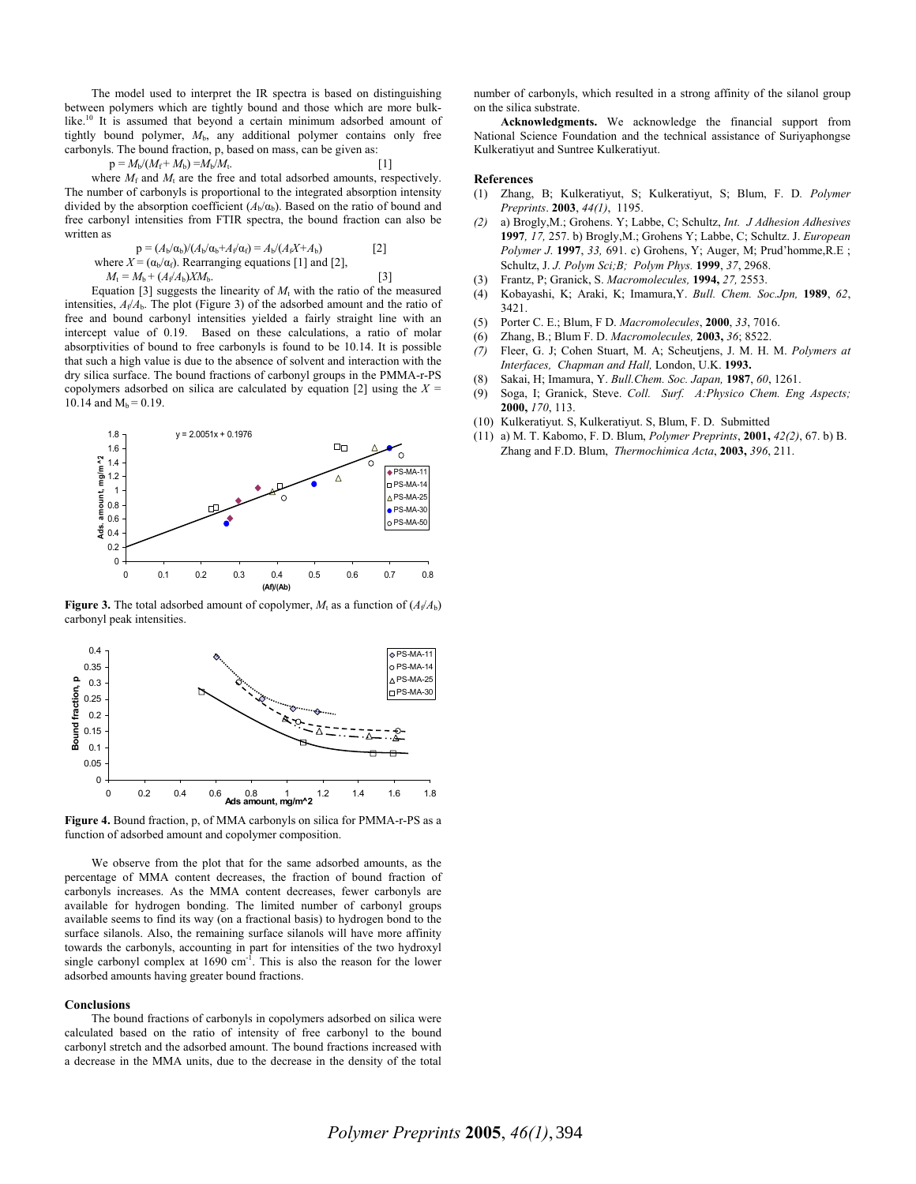The model used to interpret the IR spectra is based on distinguishing between polymers which are tightly bound and those which are more bulk-like.[10] It is assumed that beyond a certain minimum adsorbed amount of tightly bound polymer, $M_b$, any additional polymer contains only free carbonyls. The bound fraction, p, based on mass, can be given as:

$$p = M_b/(M_f + M_b) = M_b/M_t. \quad [1]$$

where $M_f$ and $M_t$ are the free and total adsorbed amounts, respectively. The number of carbonyls is proportional to the integrated absorption intensity divided by the absorption coefficient ($A_b/\alpha_b$). Based on the ratio of bound and free carbonyl intensities from FTIR spectra, the bound fraction can also be written as

$$p = (A_b/\alpha_b)/(A_b/\alpha_b + A_f/\alpha_f) = A_b/(A_f X + A_b) \quad [2]$$

where $X = (\alpha_b/\alpha_f)$. Rearranging equations [1] and [2],

$$M_t = M_b + (A_f/A_b) X M_b. \quad [3]$$

Equation [3] suggests the linearity of $M_t$ with the ratio of the measured intensities, $A_f/A_b$. The plot (Figure 3) of the adsorbed amount and the ratio of free and bound carbonyl intensities yielded a fairly straight line with an intercept value of 0.19. Based on these calculations, a ratio of molar absorptivities of bound to free carbonyls is found to be 10.14. It is possible that such a high value is due to the absence of solvent and interaction with the dry silica surface. The bound fractions of carbonyl groups in the PMMA-r-PS copolymers adsorbed on silica are calculated by equation [2] using the $X$ = 10.14 and $M_b$ = 0.19.

y = 2.0051x + 0.1976

Ads. amount, mg/m^2

(Af)/(Ab)

PS-MA-11
PS-MA-14
PS-MA-25
PS-MA-30
PS-MA-50

**Figure 3.** The total adsorbed amount of copolymer, $M_t$ as a function of ($A_f/A_b$) carbonyl peak intensities.

Bound fraction, p

Ads amount, mg/m^2

PS-MA-11
PS-MA-14
PS-MA-25
PS-MA-30

**Figure 4.** Bound fraction, p, of MMA carbonyls on silica for PMMA-r-PS as a function of adsorbed amount and copolymer composition.

We observe from the plot that for the same adsorbed amounts, as the percentage of MMA content decreases, the fraction of bound fraction of carbonyls increases. As the MMA content decreases, fewer carbonyls are available for hydrogen bonding. The limited number of carbonyl groups available seems to find its way (on a fractional basis) to hydrogen bond to the surface silanols. Also, the remaining surface silanols will have more affinity towards the carbonyls, accounting in part for intensities of the two hydroxyl single carbonyl complex at 1690 $cm^{-1}$. This is also the reason for the lower adsorbed amounts having greater bound fractions.

## Conclusions

The bound fractions of carbonyls in copolymers adsorbed on silica were calculated based on the ratio of intensity of free carbonyl to the bound carbonyl stretch and the adsorbed amount. The bound fractions increased with a decrease in the MMA units, due to the decrease in the density of the total number of carbonyls, which resulted in a strong affinity of the silanol group on the silica substrate.

**Acknowledgments.** We acknowledge the financial support from National Science Foundation and the technical assistance of Suriyaphongse Kulkeratiyut and Suntree Kulkeratiyut.

## References

(1) Zhang, B; Kulkeratiyut, S; Kulkeratiyut, S; Blum, F. D. *Polymer Preprints*. **2003**, *44(1)*, 1195.

*(2)* a) Brogly,M.; Grohens. Y; Labbe, C; Schultz, *Int. J Adhesion Adhesives* **1997***, 17,* 257. b) Brogly,M.; Grohens Y; Labbe, C; Schultz. J. *European Polymer J.* **1997**, *33,* 691. c) Grohens, Y; Auger, M; Prud'homme,R.E ; Schultz, J. *J. Polym Sci;B; Polym Phys.* **1999**, *37*, 2968.

(3) Frantz, P; Granick, S. *Macromolecules,* **1994,** *27,* 2553.

(4) Kobayashi, K; Araki, K; Imamura,Y. *Bull. Chem. Soc.Jpn,* **1989**, *62*, 3421.

(5) Porter C. E.; Blum, F D. *Macromolecules*, **2000**, *33*, 7016.

(6) Zhang, B.; Blum F. D. *Macromolecules,* **2003,** *36*; 8522.

*(7)* Fleer, G. J; Cohen Stuart, M. A; Scheutjens, J. M. H. M. *Polymers at Interfaces, Chapman and Hall,* London, U.K. **1993.**

(8) Sakai, H; Imamura, Y. *Bull.Chem. Soc. Japan,* **1987**, *60*, 1261.

(9) Soga, I; Granick, Steve. *Coll. Surf. A:Physico Chem. Eng Aspects;* **2000,** *170*, 113.

(10) Kulkeratiyut. S, Kulkeratiyut. S, Blum, F. D. Submitted

(11) a) M. T. Kabomo, F. D. Blum, *Polymer Preprints*, **2001,** *42(2)*, 67. b) B. Zhang and F.D. Blum, *Thermochimica Acta*, **2003,** *396*, 211.